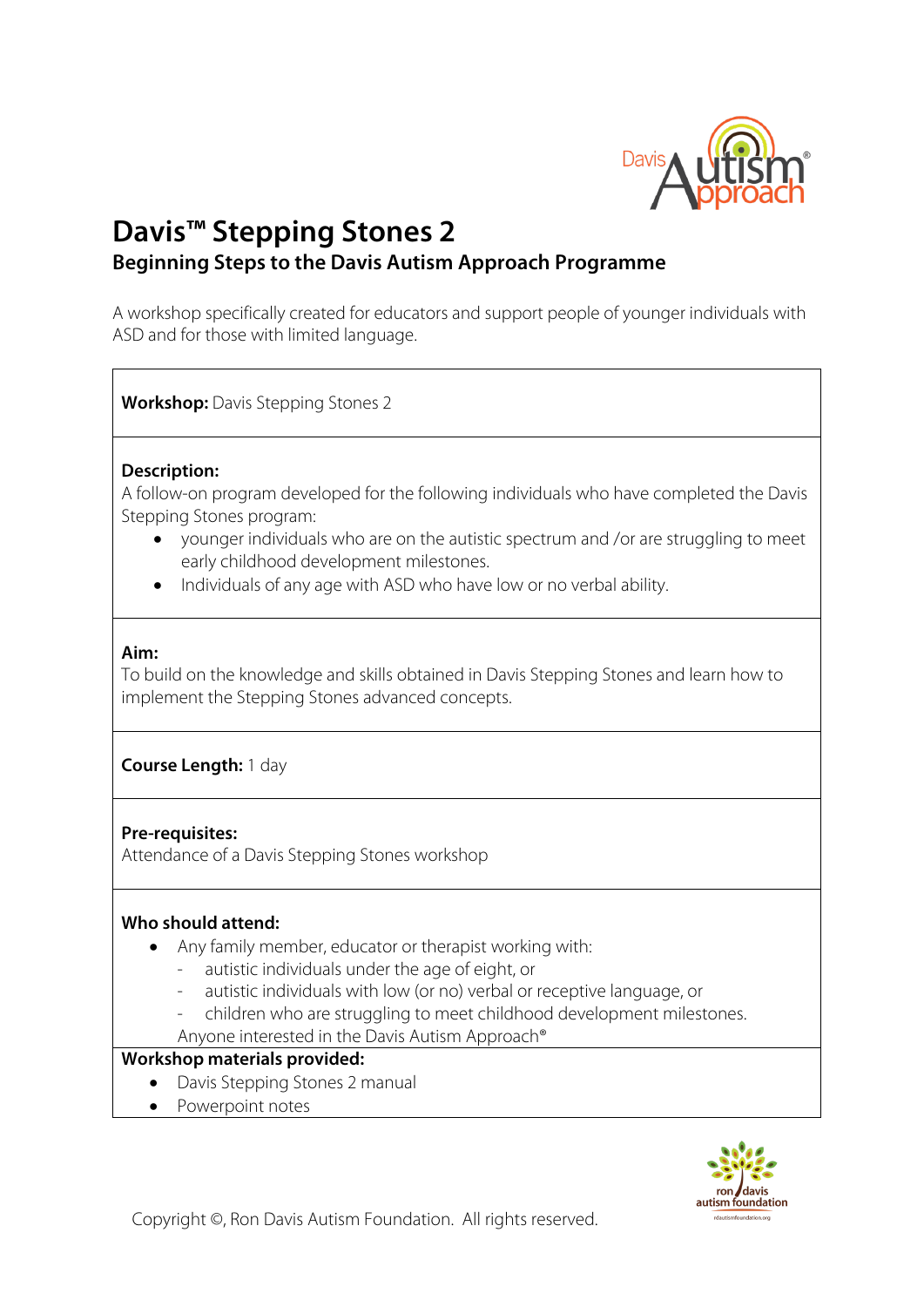# Davis™ Stepping Stones 2

## Beginning Steps to the Davis Autism Approach Programme

A workshop specifically created for educators and support people of younger individuals with ASD and for those with limited language.

**Workshop:** Davis Stepping Stones 2

**Description:**
A follow-on program developed for the following individuals who have completed the Davis Stepping Stones program:

- younger individuals who are on the autistic spectrum and /or are struggling to meet early childhood development milestones.
- Individuals of any age with ASD who have low or no verbal ability.

**Aim:**
To build on the knowledge and skills obtained in Davis Stepping Stones and learn how to implement the Stepping Stones advanced concepts.

**Course Length:** 1 day

**Pre-requisites:**
Attendance of a Davis Stepping Stones workshop

**Who should attend:**

- Any family member, educator or therapist working with:
  - autistic individuals under the age of eight, or
  - autistic individuals with low (or no) verbal or receptive language, or
  - children who are struggling to meet childhood development milestones.

  Anyone interested in the Davis Autism Approach®

**Workshop materials provided:**

- Davis Stepping Stones 2 manual
- Powerpoint notes

Copyright ©, Ron Davis Autism Foundation. All rights reserved.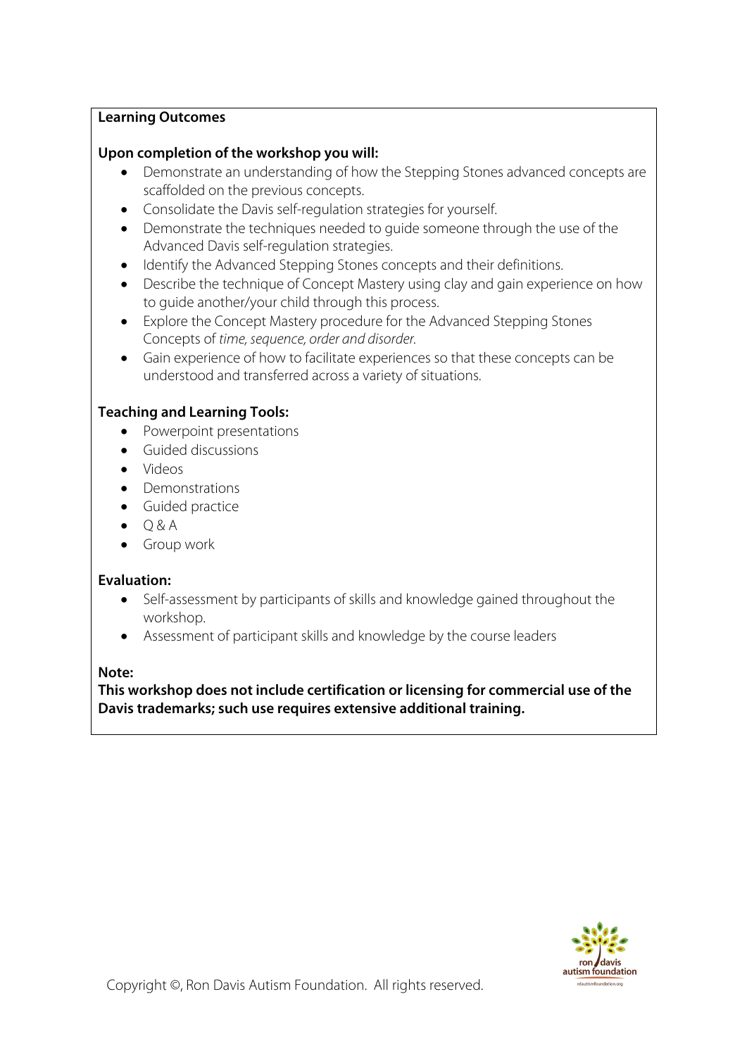**Learning Outcomes**

**Upon completion of the workshop you will:**

- Demonstrate an understanding of how the Stepping Stones advanced concepts are scaffolded on the previous concepts.
- Consolidate the Davis self-regulation strategies for yourself.
- Demonstrate the techniques needed to guide someone through the use of the Advanced Davis self-regulation strategies.
- Identify the Advanced Stepping Stones concepts and their definitions.
- Describe the technique of Concept Mastery using clay and gain experience on how to guide another/your child through this process.
- Explore the Concept Mastery procedure for the Advanced Stepping Stones Concepts of *time, sequence, order and disorder*.
- Gain experience of how to facilitate experiences so that these concepts can be understood and transferred across a variety of situations.

**Teaching and Learning Tools:**

- Powerpoint presentations
- Guided discussions
- Videos
- Demonstrations
- Guided practice
- Q & A
- Group work

**Evaluation:**

- Self-assessment by participants of skills and knowledge gained throughout the workshop.
- Assessment of participant skills and knowledge by the course leaders

**Note:**

**This workshop does not include certification or licensing for commercial use of the Davis trademarks; such use requires extensive additional training.**

Copyright ©, Ron Davis Autism Foundation. All rights reserved.